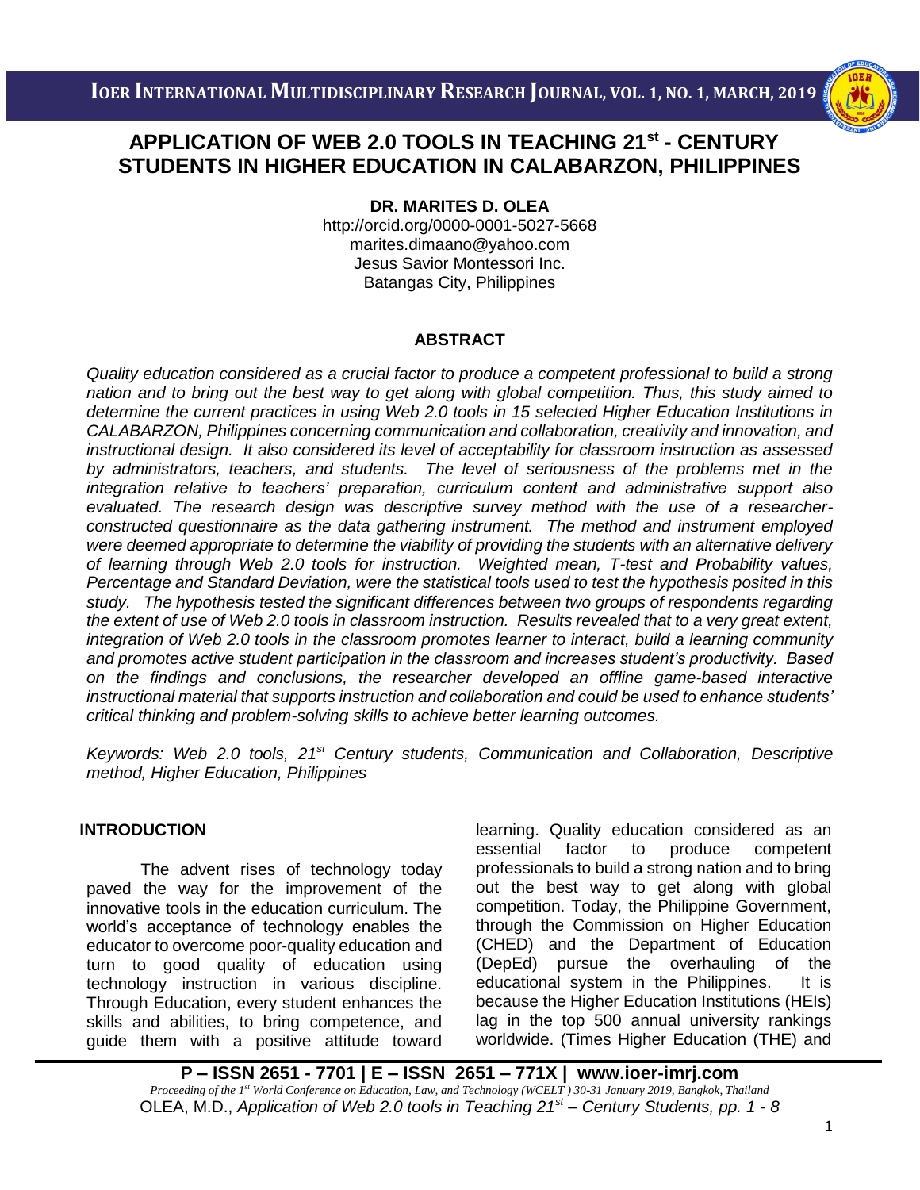# APPLICATION OF WEB 2.0 TOOLS IN TEACHING 21st - CENTURY STUDENTS IN HIGHER EDUCATION IN CALABARZON, PHILIPPINES

**DR. MARITES D. OLEA**
http://orcid.org/0000-0001-5027-5668
marites.dimaano@yahoo.com
Jesus Savior Montessori Inc.
Batangas City, Philippines

## ABSTRACT

*Quality education considered as a crucial factor to produce a competent professional to build a strong nation and to bring out the best way to get along with global competition. Thus, this study aimed to determine the current practices in using Web 2.0 tools in 15 selected Higher Education Institutions in CALABARZON, Philippines concerning communication and collaboration, creativity and innovation, and instructional design. It also considered its level of acceptability for classroom instruction as assessed by administrators, teachers, and students. The level of seriousness of the problems met in the integration relative to teachers' preparation, curriculum content and administrative support also evaluated. The research design was descriptive survey method with the use of a researcher-constructed questionnaire as the data gathering instrument. The method and instrument employed were deemed appropriate to determine the viability of providing the students with an alternative delivery of learning through Web 2.0 tools for instruction. Weighted mean, T-test and Probability values, Percentage and Standard Deviation, were the statistical tools used to test the hypothesis posited in this study. The hypothesis tested the significant differences between two groups of respondents regarding the extent of use of Web 2.0 tools in classroom instruction. Results revealed that to a very great extent, integration of Web 2.0 tools in the classroom promotes learner to interact, build a learning community and promotes active student participation in the classroom and increases student's productivity. Based on the findings and conclusions, the researcher developed an offline game-based interactive instructional material that supports instruction and collaboration and could be used to enhance students' critical thinking and problem-solving skills to achieve better learning outcomes.*

*Keywords: Web 2.0 tools, 21st Century students, Communication and Collaboration, Descriptive method, Higher Education, Philippines*

## INTRODUCTION

The advent rises of technology today paved the way for the improvement of the innovative tools in the education curriculum. The world's acceptance of technology enables the educator to overcome poor-quality education and turn to good quality of education using technology instruction in various discipline. Through Education, every student enhances the skills and abilities, to bring competence, and guide them with a positive attitude toward learning. Quality education considered as an essential factor to produce competent professionals to build a strong nation and to bring out the best way to get along with global competition. Today, the Philippine Government, through the Commission on Higher Education (CHED) and the Department of Education (DepEd) pursue the overhauling of the educational system in the Philippines. It is because the Higher Education Institutions (HEIs) lag in the top 500 annual university rankings worldwide. (Times Higher Education (THE) and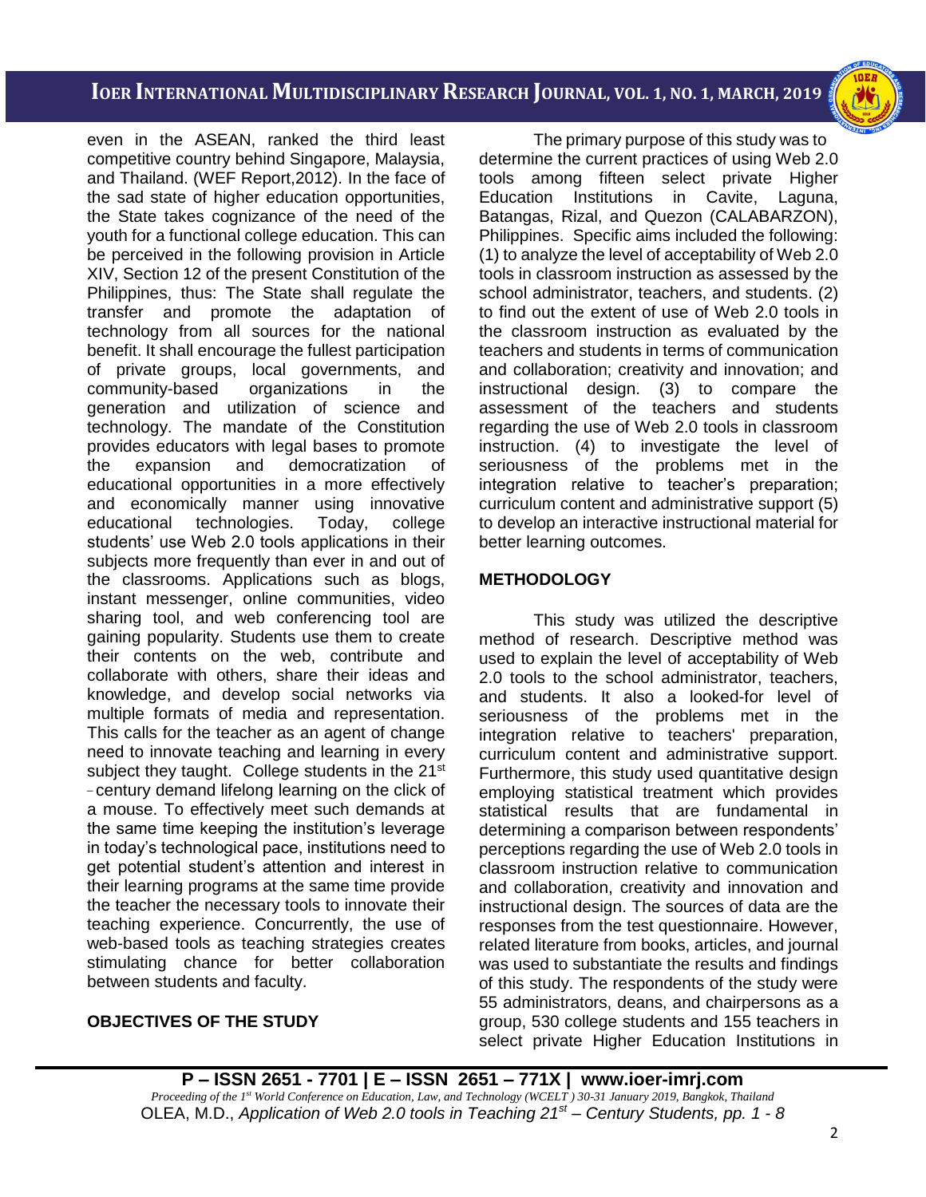even in the ASEAN, ranked the third least competitive country behind Singapore, Malaysia, and Thailand. (WEF Report,2012). In the face of the sad state of higher education opportunities, the State takes cognizance of the need of the youth for a functional college education. This can be perceived in the following provision in Article XIV, Section 12 of the present Constitution of the Philippines, thus: The State shall regulate the transfer and promote the adaptation of technology from all sources for the national benefit. It shall encourage the fullest participation of private groups, local governments, and community-based organizations in the generation and utilization of science and technology. The mandate of the Constitution provides educators with legal bases to promote the expansion and democratization of educational opportunities in a more effectively and economically manner using innovative educational technologies. Today, college students' use Web 2.0 tools applications in their subjects more frequently than ever in and out of the classrooms. Applications such as blogs, instant messenger, online communities, video sharing tool, and web conferencing tool are gaining popularity. Students use them to create their contents on the web, contribute and collaborate with others, share their ideas and knowledge, and develop social networks via multiple formats of media and representation. This calls for the teacher as an agent of change need to innovate teaching and learning in every subject they taught. College students in the 21st - century demand lifelong learning on the click of a mouse. To effectively meet such demands at the same time keeping the institution's leverage in today's technological pace, institutions need to get potential student's attention and interest in their learning programs at the same time provide the teacher the necessary tools to innovate their teaching experience. Concurrently, the use of web-based tools as teaching strategies creates stimulating chance for better collaboration between students and faculty.

**OBJECTIVES OF THE STUDY**

The primary purpose of this study was to determine the current practices of using Web 2.0 tools among fifteen select private Higher Education Institutions in Cavite, Laguna, Batangas, Rizal, and Quezon (CALABARZON), Philippines. Specific aims included the following: (1) to analyze the level of acceptability of Web 2.0 tools in classroom instruction as assessed by the school administrator, teachers, and students. (2) to find out the extent of use of Web 2.0 tools in the classroom instruction as evaluated by the teachers and students in terms of communication and collaboration; creativity and innovation; and instructional design. (3) to compare the assessment of the teachers and students regarding the use of Web 2.0 tools in classroom instruction. (4) to investigate the level of seriousness of the problems met in the integration relative to teacher's preparation; curriculum content and administrative support (5) to develop an interactive instructional material for better learning outcomes.

**METHODOLOGY**

This study was utilized the descriptive method of research. Descriptive method was used to explain the level of acceptability of Web 2.0 tools to the school administrator, teachers, and students. It also a looked-for level of seriousness of the problems met in the integration relative to teachers' preparation, curriculum content and administrative support. Furthermore, this study used quantitative design employing statistical treatment which provides statistical results that are fundamental in determining a comparison between respondents' perceptions regarding the use of Web 2.0 tools in classroom instruction relative to communication and collaboration, creativity and innovation and instructional design. The sources of data are the responses from the test questionnaire. However, related literature from books, articles, and journal was used to substantiate the results and findings of this study. The respondents of the study were 55 administrators, deans, and chairpersons as a group, 530 college students and 155 teachers in select private Higher Education Institutions in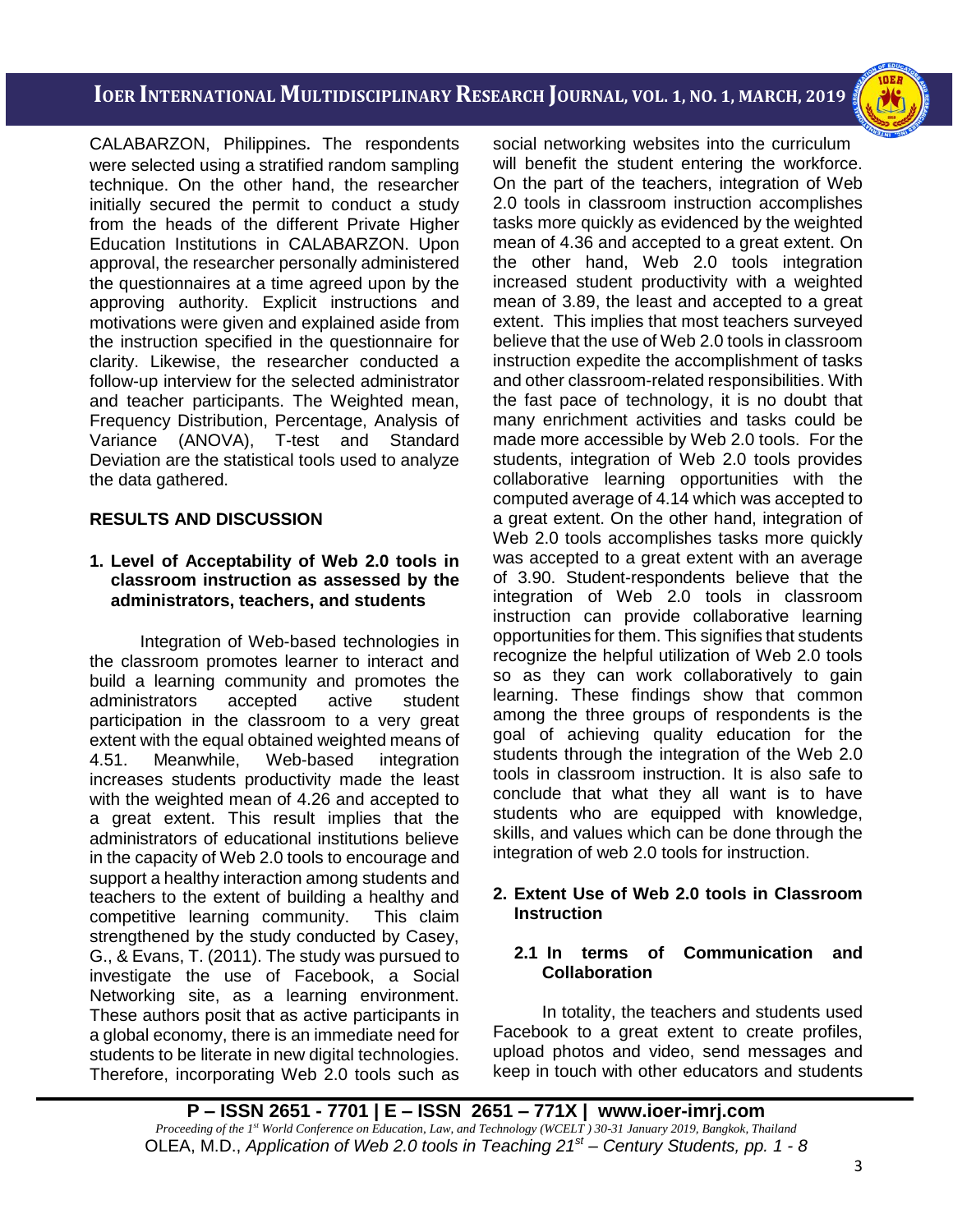CALABARZON, Philippines. The respondents were selected using a stratified random sampling technique. On the other hand, the researcher initially secured the permit to conduct a study from the heads of the different Private Higher Education Institutions in CALABARZON. Upon approval, the researcher personally administered the questionnaires at a time agreed upon by the approving authority. Explicit instructions and motivations were given and explained aside from the instruction specified in the questionnaire for clarity. Likewise, the researcher conducted a follow-up interview for the selected administrator and teacher participants. The Weighted mean, Frequency Distribution, Percentage, Analysis of Variance (ANOVA), T-test and Standard Deviation are the statistical tools used to analyze the data gathered.

## RESULTS AND DISCUSSION

### 1. Level of Acceptability of Web 2.0 tools in classroom instruction as assessed by the administrators, teachers, and students

Integration of Web-based technologies in the classroom promotes learner to interact and build a learning community and promotes the administrators accepted active student participation in the classroom to a very great extent with the equal obtained weighted means of 4.51. Meanwhile, Web-based integration increases students productivity made the least with the weighted mean of 4.26 and accepted to a great extent. This result implies that the administrators of educational institutions believe in the capacity of Web 2.0 tools to encourage and support a healthy interaction among students and teachers to the extent of building a healthy and competitive learning community. This claim strengthened by the study conducted by Casey, G., & Evans, T. (2011). The study was pursued to investigate the use of Facebook, a Social Networking site, as a learning environment. These authors posit that as active participants in a global economy, there is an immediate need for students to be literate in new digital technologies. Therefore, incorporating Web 2.0 tools such as social networking websites into the curriculum will benefit the student entering the workforce. On the part of the teachers, integration of Web 2.0 tools in classroom instruction accomplishes tasks more quickly as evidenced by the weighted mean of 4.36 and accepted to a great extent. On the other hand, Web 2.0 tools integration increased student productivity with a weighted mean of 3.89, the least and accepted to a great extent. This implies that most teachers surveyed believe that the use of Web 2.0 tools in classroom instruction expedite the accomplishment of tasks and other classroom-related responsibilities. With the fast pace of technology, it is no doubt that many enrichment activities and tasks could be made more accessible by Web 2.0 tools. For the students, integration of Web 2.0 tools provides collaborative learning opportunities with the computed average of 4.14 which was accepted to a great extent. On the other hand, integration of Web 2.0 tools accomplishes tasks more quickly was accepted to a great extent with an average of 3.90. Student-respondents believe that the integration of Web 2.0 tools in classroom instruction can provide collaborative learning opportunities for them. This signifies that students recognize the helpful utilization of Web 2.0 tools so as they can work collaboratively to gain learning. These findings show that common among the three groups of respondents is the goal of achieving quality education for the students through the integration of the Web 2.0 tools in classroom instruction. It is also safe to conclude that what they all want is to have students who are equipped with knowledge, skills, and values which can be done through the integration of web 2.0 tools for instruction.

### 2. Extent Use of Web 2.0 tools in Classroom Instruction

#### 2.1 In terms of Communication and Collaboration

In totality, the teachers and students used Facebook to a great extent to create profiles, upload photos and video, send messages and keep in touch with other educators and students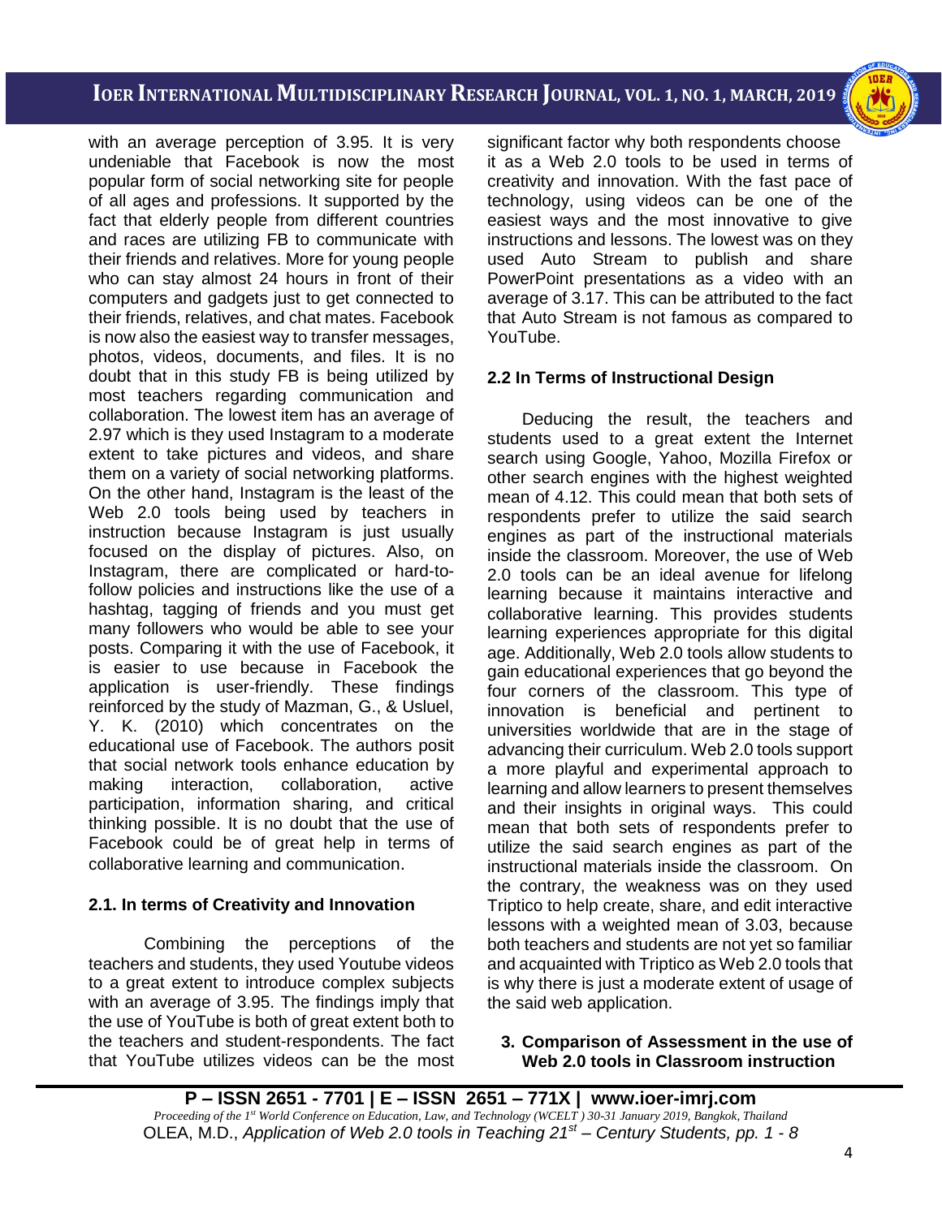with an average perception of 3.95. It is very undeniable that Facebook is now the most popular form of social networking site for people of all ages and professions. It supported by the fact that elderly people from different countries and races are utilizing FB to communicate with their friends and relatives. More for young people who can stay almost 24 hours in front of their computers and gadgets just to get connected to their friends, relatives, and chat mates. Facebook is now also the easiest way to transfer messages, photos, videos, documents, and files. It is no doubt that in this study FB is being utilized by most teachers regarding communication and collaboration. The lowest item has an average of 2.97 which is they used Instagram to a moderate extent to take pictures and videos, and share them on a variety of social networking platforms. On the other hand, Instagram is the least of the Web 2.0 tools being used by teachers in instruction because Instagram is just usually focused on the display of pictures. Also, on Instagram, there are complicated or hard-to-follow policies and instructions like the use of a hashtag, tagging of friends and you must get many followers who would be able to see your posts. Comparing it with the use of Facebook, it is easier to use because in Facebook the application is user-friendly. These findings reinforced by the study of Mazman, G., & Usluel, Y. K. (2010) which concentrates on the educational use of Facebook. The authors posit that social network tools enhance education by making interaction, collaboration, active participation, information sharing, and critical thinking possible. It is no doubt that the use of Facebook could be of great help in terms of collaborative learning and communication.

### 2.1. In terms of Creativity and Innovation

Combining the perceptions of the teachers and students, they used Youtube videos to a great extent to introduce complex subjects with an average of 3.95. The findings imply that the use of YouTube is both of great extent both to the teachers and student-respondents. The fact that YouTube utilizes videos can be the most significant factor why both respondents choose it as a Web 2.0 tools to be used in terms of creativity and innovation. With the fast pace of technology, using videos can be one of the easiest ways and the most innovative to give instructions and lessons. The lowest was on they used Auto Stream to publish and share PowerPoint presentations as a video with an average of 3.17. This can be attributed to the fact that Auto Stream is not famous as compared to YouTube.

### 2.2 In Terms of Instructional Design

Deducing the result, the teachers and students used to a great extent the Internet search using Google, Yahoo, Mozilla Firefox or other search engines with the highest weighted mean of 4.12. This could mean that both sets of respondents prefer to utilize the said search engines as part of the instructional materials inside the classroom. Moreover, the use of Web 2.0 tools can be an ideal avenue for lifelong learning because it maintains interactive and collaborative learning. This provides students learning experiences appropriate for this digital age. Additionally, Web 2.0 tools allow students to gain educational experiences that go beyond the four corners of the classroom. This type of innovation is beneficial and pertinent to universities worldwide that are in the stage of advancing their curriculum. Web 2.0 tools support a more playful and experimental approach to learning and allow learners to present themselves and their insights in original ways. This could mean that both sets of respondents prefer to utilize the said search engines as part of the instructional materials inside the classroom. On the contrary, the weakness was on they used Triptico to help create, share, and edit interactive lessons with a weighted mean of 3.03, because both teachers and students are not yet so familiar and acquainted with Triptico as Web 2.0 tools that is why there is just a moderate extent of usage of the said web application.

## 3. Comparison of Assessment in the use of Web 2.0 tools in Classroom instruction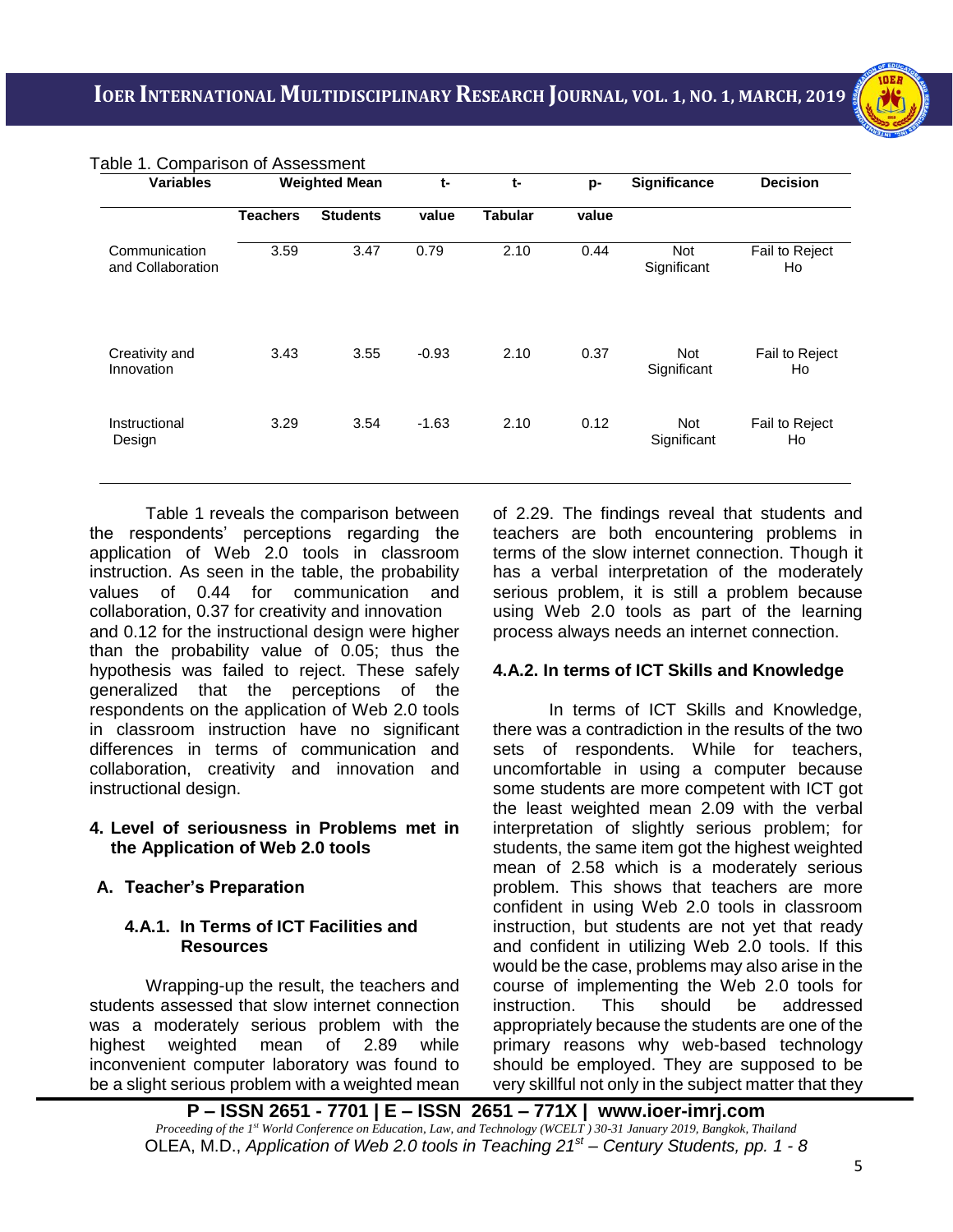Table 1. Comparison of Assessment

| Variables | Weighted Mean | | t-value | t-Tabular | p-value | Significance | Decision |
|---|---|---|---|---|---|---|---|
| | Teachers | Students | | | | | |
| Communication and Collaboration | 3.59 | 3.47 | 0.79 | 2.10 | 0.44 | Not Significant | Fail to Reject Ho |
| Creativity and Innovation | 3.43 | 3.55 | -0.93 | 2.10 | 0.37 | Not Significant | Fail to Reject Ho |
| Instructional Design | 3.29 | 3.54 | -1.63 | 2.10 | 0.12 | Not Significant | Fail to Reject Ho |

Table 1 reveals the comparison between the respondents' perceptions regarding the application of Web 2.0 tools in classroom instruction. As seen in the table, the probability values of 0.44 for communication and collaboration, 0.37 for creativity and innovation and 0.12 for the instructional design were higher than the probability value of 0.05; thus the hypothesis was failed to reject. These safely generalized that the perceptions of the respondents on the application of Web 2.0 tools in classroom instruction have no significant differences in terms of communication and collaboration, creativity and innovation and instructional design.

### 4. Level of seriousness in Problems met in the Application of Web 2.0 tools

#### A. Teacher's Preparation

##### 4.A.1. In Terms of ICT Facilities and Resources

Wrapping-up the result, the teachers and students assessed that slow internet connection was a moderately serious problem with the highest weighted mean of 2.89 while inconvenient computer laboratory was found to be a slight serious problem with a weighted mean of 2.29. The findings reveal that students and teachers are both encountering problems in terms of the slow internet connection. Though it has a verbal interpretation of the moderately serious problem, it is still a problem because using Web 2.0 tools as part of the learning process always needs an internet connection.

##### 4.A.2. In terms of ICT Skills and Knowledge

In terms of ICT Skills and Knowledge, there was a contradiction in the results of the two sets of respondents. While for teachers, uncomfortable in using a computer because some students are more competent with ICT got the least weighted mean 2.09 with the verbal interpretation of slightly serious problem; for students, the same item got the highest weighted mean of 2.58 which is a moderately serious problem. This shows that teachers are more confident in using Web 2.0 tools in classroom instruction, but students are not yet that ready and confident in utilizing Web 2.0 tools. If this would be the case, problems may also arise in the course of implementing the Web 2.0 tools for instruction. This should be addressed appropriately because the students are one of the primary reasons why web-based technology should be employed. They are supposed to be very skillful not only in the subject matter that they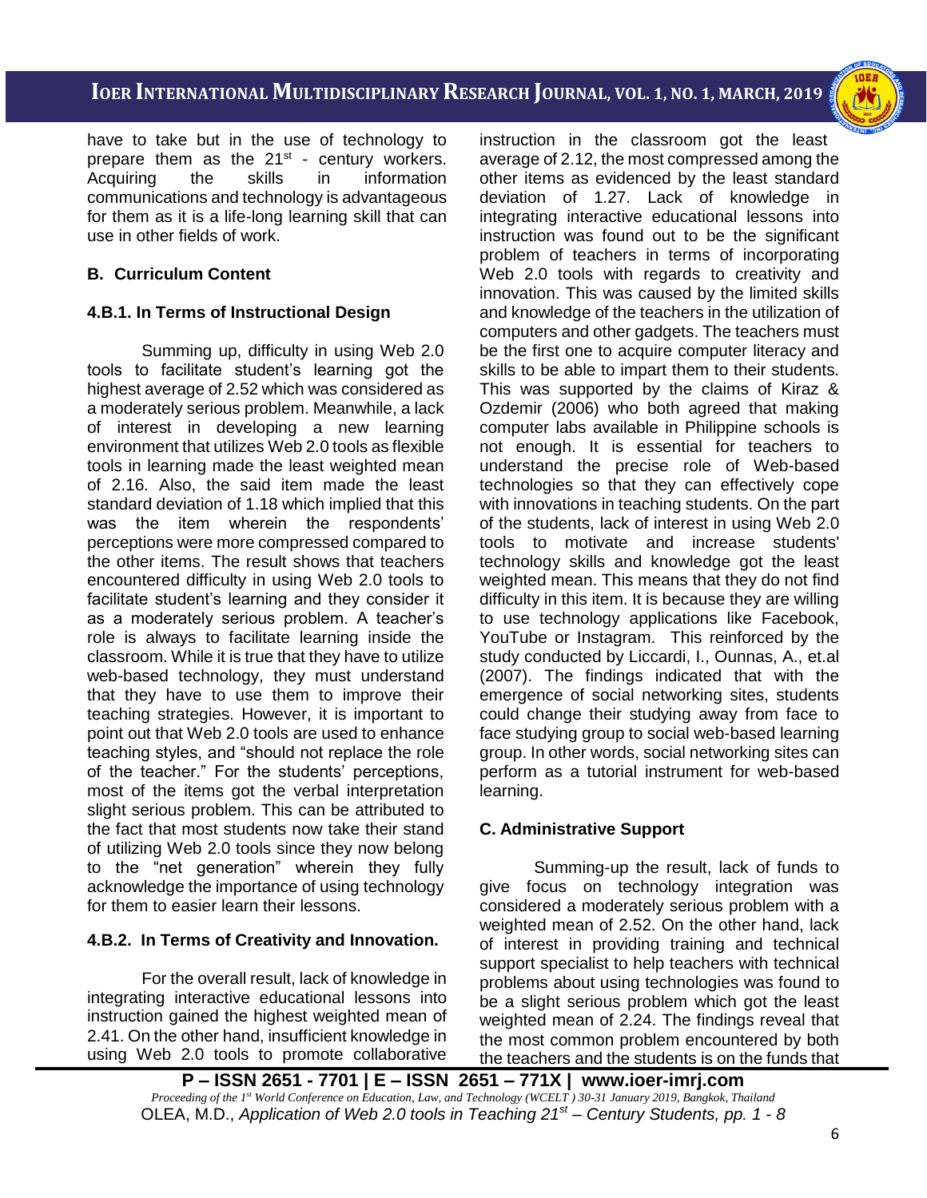have to take but in the use of technology to prepare them as the 21st - century workers. Acquiring the skills in information communications and technology is advantageous for them as it is a life-long learning skill that can use in other fields of work.

### B. Curriculum Content

#### 4.B.1. In Terms of Instructional Design

Summing up, difficulty in using Web 2.0 tools to facilitate student's learning got the highest average of 2.52 which was considered as a moderately serious problem. Meanwhile, a lack of interest in developing a new learning environment that utilizes Web 2.0 tools as flexible tools in learning made the least weighted mean of 2.16. Also, the said item made the least standard deviation of 1.18 which implied that this was the item wherein the respondents' perceptions were more compressed compared to the other items. The result shows that teachers encountered difficulty in using Web 2.0 tools to facilitate student's learning and they consider it as a moderately serious problem. A teacher's role is always to facilitate learning inside the classroom. While it is true that they have to utilize web-based technology, they must understand that they have to use them to improve their teaching strategies. However, it is important to point out that Web 2.0 tools are used to enhance teaching styles, and "should not replace the role of the teacher." For the students' perceptions, most of the items got the verbal interpretation slight serious problem. This can be attributed to the fact that most students now take their stand of utilizing Web 2.0 tools since they now belong to the "net generation" wherein they fully acknowledge the importance of using technology for them to easier learn their lessons.

#### 4.B.2. In Terms of Creativity and Innovation.

For the overall result, lack of knowledge in integrating interactive educational lessons into instruction gained the highest weighted mean of 2.41. On the other hand, insufficient knowledge in using Web 2.0 tools to promote collaborative instruction in the classroom got the least average of 2.12, the most compressed among the other items as evidenced by the least standard deviation of 1.27. Lack of knowledge in integrating interactive educational lessons into instruction was found out to be the significant problem of teachers in terms of incorporating Web 2.0 tools with regards to creativity and innovation. This was caused by the limited skills and knowledge of the teachers in the utilization of computers and other gadgets. The teachers must be the first one to acquire computer literacy and skills to be able to impart them to their students. This was supported by the claims of Kiraz & Ozdemir (2006) who both agreed that making computer labs available in Philippine schools is not enough. It is essential for teachers to understand the precise role of Web-based technologies so that they can effectively cope with innovations in teaching students. On the part of the students, lack of interest in using Web 2.0 tools to motivate and increase students' technology skills and knowledge got the least weighted mean. This means that they do not find difficulty in this item. It is because they are willing to use technology applications like Facebook, YouTube or Instagram. This reinforced by the study conducted by Liccardi, I., Ounnas, A., et.al (2007). The findings indicated that with the emergence of social networking sites, students could change their studying away from face to face studying group to social web-based learning group. In other words, social networking sites can perform as a tutorial instrument for web-based learning.

### C. Administrative Support

Summing-up the result, lack of funds to give focus on technology integration was considered a moderately serious problem with a weighted mean of 2.52. On the other hand, lack of interest in providing training and technical support specialist to help teachers with technical problems about using technologies was found to be a slight serious problem which got the least weighted mean of 2.24. The findings reveal that the most common problem encountered by both the teachers and the students is on the funds that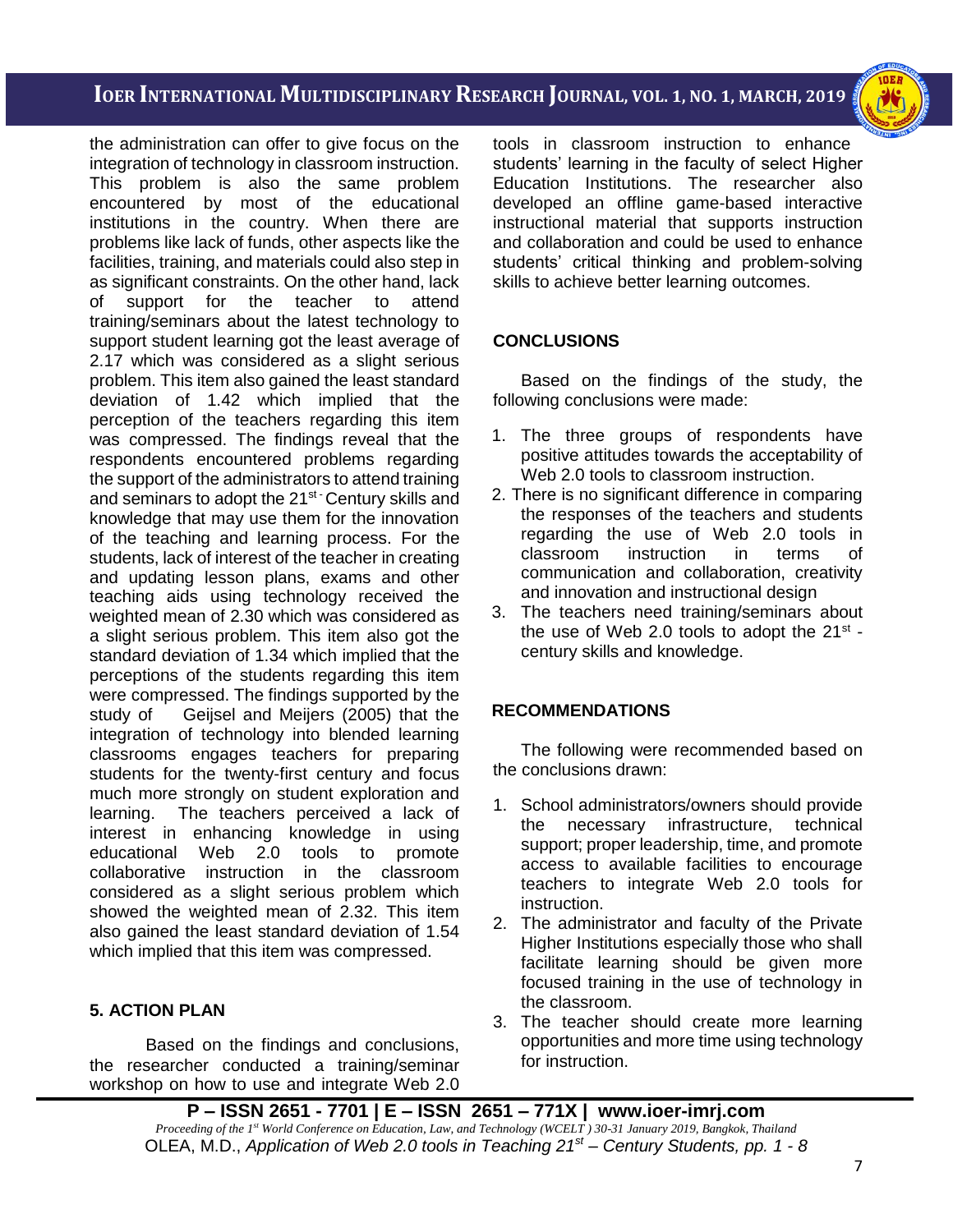the administration can offer to give focus on the integration of technology in classroom instruction. This problem is also the same problem encountered by most of the educational institutions in the country. When there are problems like lack of funds, other aspects like the facilities, training, and materials could also step in as significant constraints. On the other hand, lack of support for the teacher to attend training/seminars about the latest technology to support student learning got the least average of 2.17 which was considered as a slight serious problem. This item also gained the least standard deviation of 1.42 which implied that the perception of the teachers regarding this item was compressed. The findings reveal that the respondents encountered problems regarding the support of the administrators to attend training and seminars to adopt the 21st - Century skills and knowledge that may use them for the innovation of the teaching and learning process. For the students, lack of interest of the teacher in creating and updating lesson plans, exams and other teaching aids using technology received the weighted mean of 2.30 which was considered as a slight serious problem. This item also got the standard deviation of 1.34 which implied that the perceptions of the students regarding this item were compressed. The findings supported by the study of Geijsel and Meijers (2005) that the integration of technology into blended learning classrooms engages teachers for preparing students for the twenty-first century and focus much more strongly on student exploration and learning. The teachers perceived a lack of interest in enhancing knowledge in using educational Web 2.0 tools to promote collaborative instruction in the classroom considered as a slight serious problem which showed the weighted mean of 2.32. This item also gained the least standard deviation of 1.54 which implied that this item was compressed.

## 5. ACTION PLAN

Based on the findings and conclusions, the researcher conducted a training/seminar workshop on how to use and integrate Web 2.0 tools in classroom instruction to enhance students' learning in the faculty of select Higher Education Institutions. The researcher also developed an offline game-based interactive instructional material that supports instruction and collaboration and could be used to enhance students' critical thinking and problem-solving skills to achieve better learning outcomes.

## CONCLUSIONS

Based on the findings of the study, the following conclusions were made:

1. The three groups of respondents have positive attitudes towards the acceptability of Web 2.0 tools to classroom instruction.
2. There is no significant difference in comparing the responses of the teachers and students regarding the use of Web 2.0 tools in classroom instruction in terms of communication and collaboration, creativity and innovation and instructional design
3. The teachers need training/seminars about the use of Web 2.0 tools to adopt the 21st - century skills and knowledge.

## RECOMMENDATIONS

The following were recommended based on the conclusions drawn:

1. School administrators/owners should provide the necessary infrastructure, technical support; proper leadership, time, and promote access to available facilities to encourage teachers to integrate Web 2.0 tools for instruction.
2. The administrator and faculty of the Private Higher Institutions especially those who shall facilitate learning should be given more focused training in the use of technology in the classroom.
3. The teacher should create more learning opportunities and more time using technology for instruction.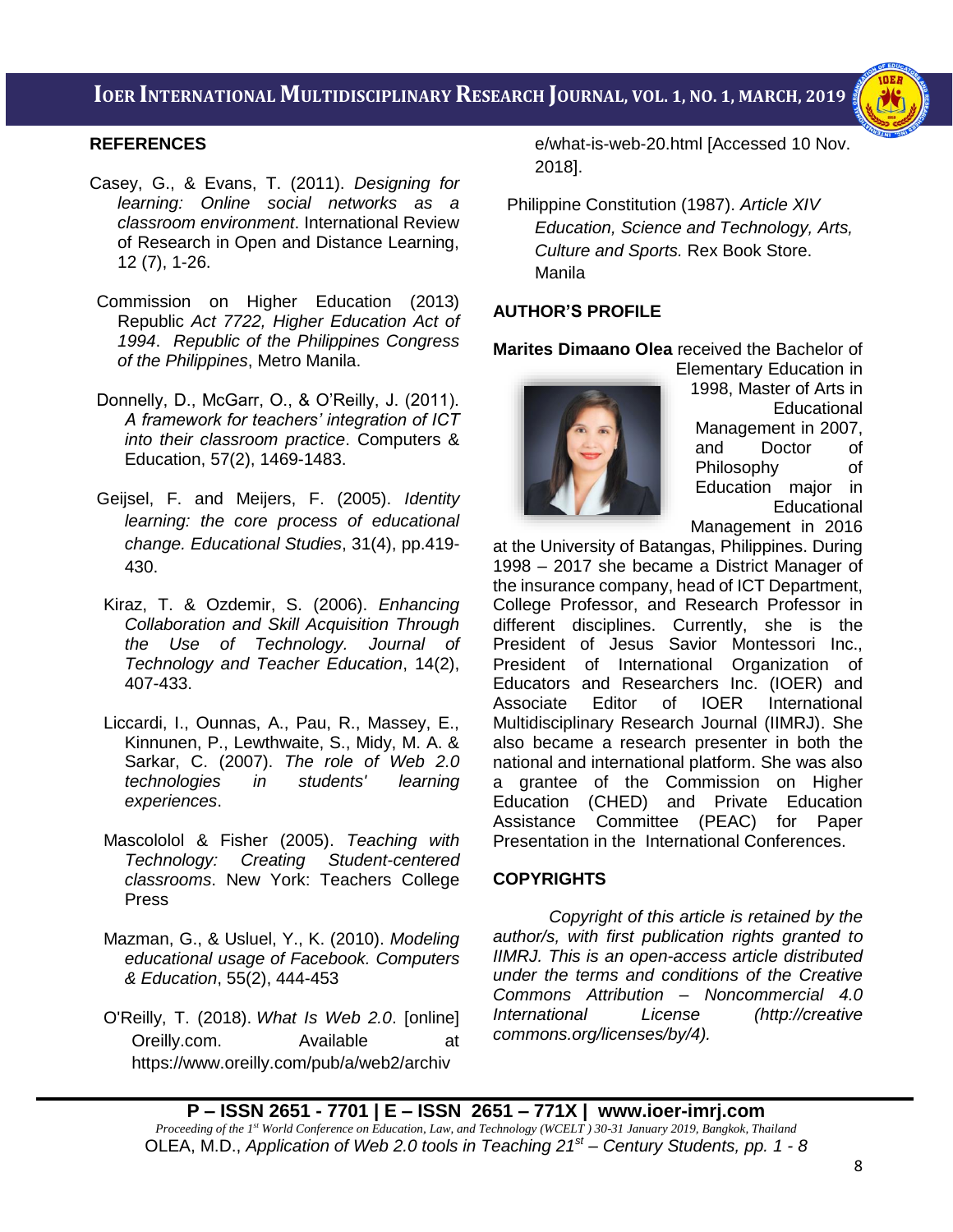## REFERENCES

Casey, G., & Evans, T. (2011). *Designing for learning: Online social networks as a classroom environment*. International Review of Research in Open and Distance Learning, 12 (7), 1-26.

Commission on Higher Education (2013) Republic *Act 7722, Higher Education Act of 1994*. *Republic of the Philippines Congress of the Philippines*, Metro Manila.

Donnelly, D., McGarr, O., & O'Reilly, J. (2011). *A framework for teachers' integration of ICT into their classroom practice*. Computers & Education, 57(2), 1469-1483.

Geijsel, F. and Meijers, F. (2005). *Identity learning: the core process of educational change. Educational Studies*, 31(4), pp.419-430.

Kiraz, T. & Ozdemir, S. (2006). *Enhancing Collaboration and Skill Acquisition Through the Use of Technology. Journal of Technology and Teacher Education*, 14(2), 407-433.

Liccardi, I., Ounnas, A., Pau, R., Massey, E., Kinnunen, P., Lewthwaite, S., Midy, M. A. & Sarkar, C. (2007). *The role of Web 2.0 technologies in students' learning experiences*.

Mascololol & Fisher (2005). *Teaching with Technology: Creating Student-centered classrooms*. New York: Teachers College Press

Mazman, G., & Usluel, Y., K. (2010). *Modeling educational usage of Facebook. Computers & Education*, 55(2), 444-453

O'Reilly, T. (2018). *What Is Web 2.0*. [online] Oreilly.com. Available at https://www.oreilly.com/pub/a/web2/archive/what-is-web-20.html [Accessed 10 Nov. 2018].

Philippine Constitution (1987). *Article XIV Education, Science and Technology, Arts, Culture and Sports.* Rex Book Store. Manila

## AUTHOR'S PROFILE

**Marites Dimaano Olea** received the Bachelor of Elementary Education in 1998, Master of Arts in Educational Management in 2007, and Doctor of Philosophy of Education major in Educational Management in 2016 at the University of Batangas, Philippines. During 1998 – 2017 she became a District Manager of the insurance company, head of ICT Department, College Professor, and Research Professor in different disciplines. Currently, she is the President of Jesus Savior Montessori Inc., President of International Organization of Educators and Researchers Inc. (IOER) and Associate Editor of IOER International Multidisciplinary Research Journal (IIMRJ). She also became a research presenter in both the national and international platform. She was also a grantee of the Commission on Higher Education (CHED) and Private Education Assistance Committee (PEAC) for Paper Presentation in the International Conferences.

## COPYRIGHTS

*Copyright of this article is retained by the author/s, with first publication rights granted to IIMRJ. This is an open-access article distributed under the terms and conditions of the Creative Commons Attribution – Noncommercial 4.0 International License (http://creative commons.org/licenses/by/4).*